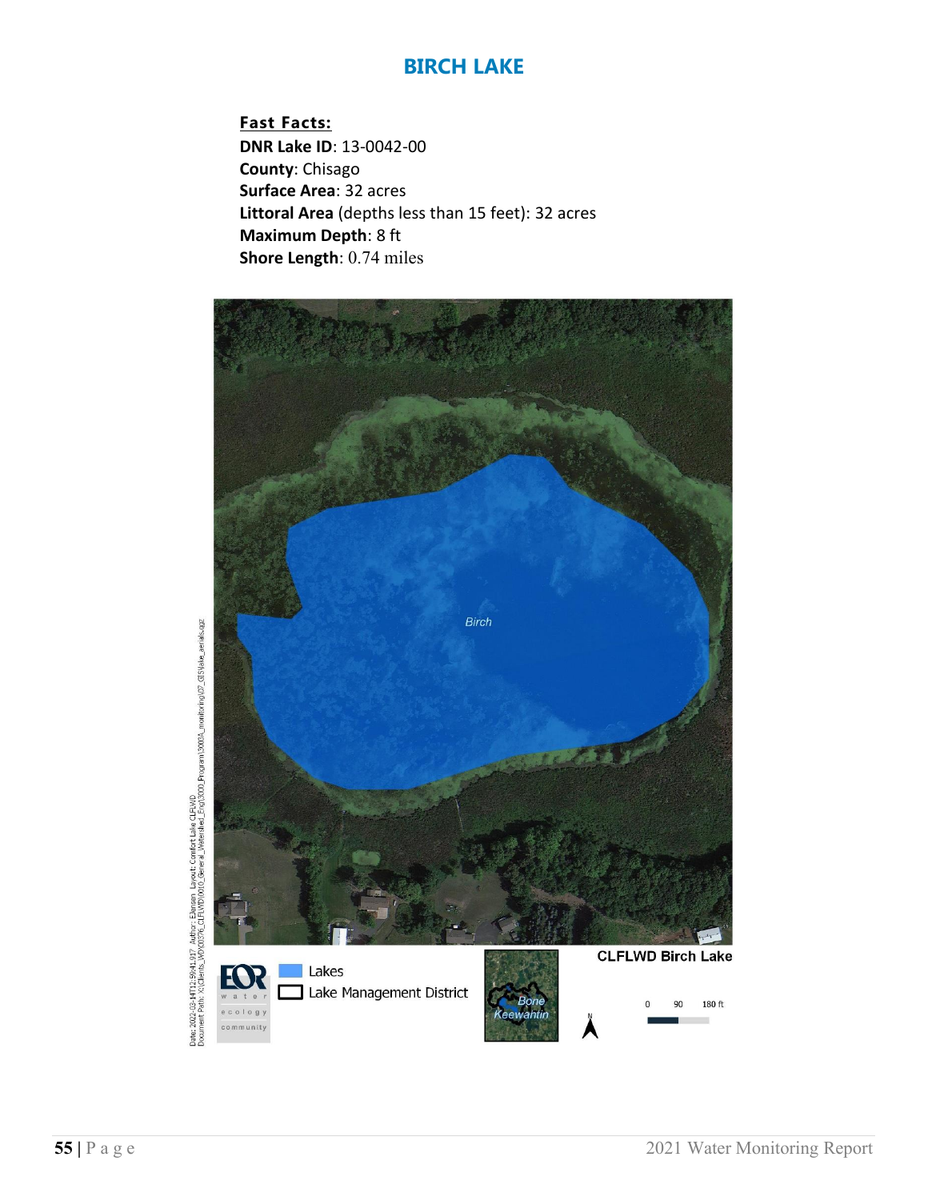# BIRCH LAKE

**Fast Facts:**

**DNR Lake ID**: 13-0042-00
**County**: Chisago
**Surface Area**: 32 acres
**Littoral Area** (depths less than 15 feet): 32 acres
**Maximum Depth**: 8 ft
**Shore Length**: 0.74 miles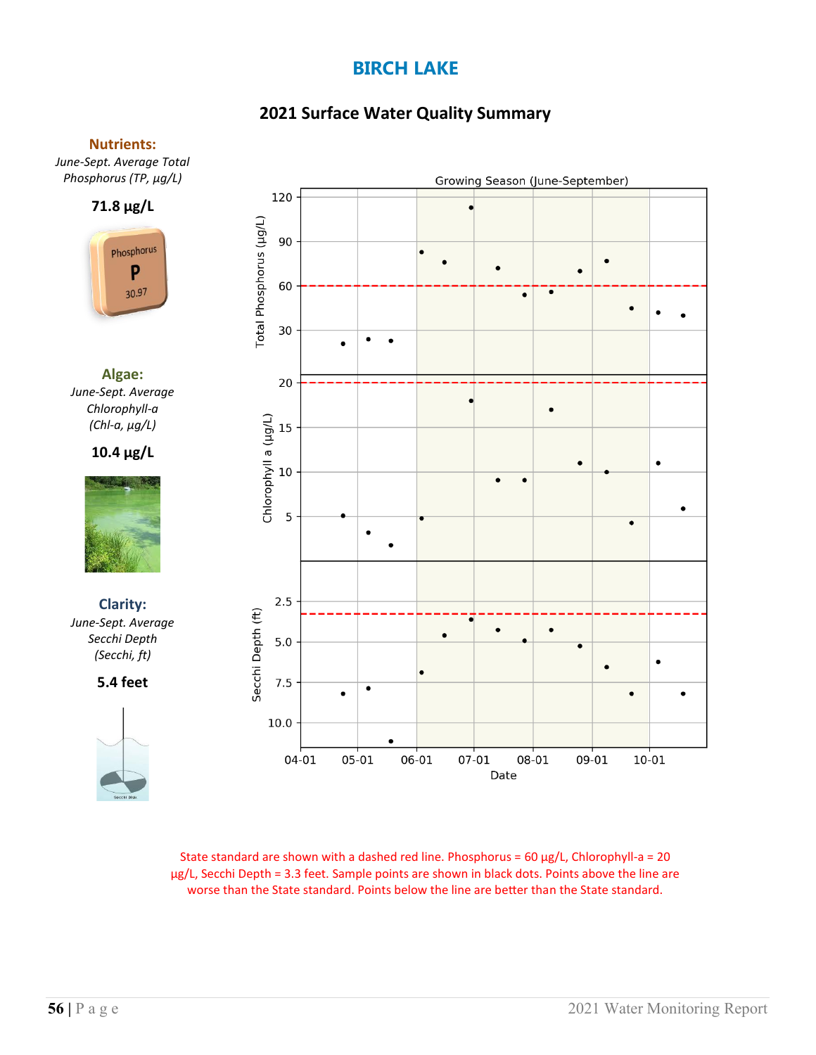# BIRCH LAKE

## 2021 Surface Water Quality Summary

**Nutients:**

*June-Sept. Average Total Phosphorus (TP, µg/L)*

**71.8 µg/L**

**Algae:**

*June-Sept. Average Chlorophyll-a (Chl-a, µg/L)*

**10.4 µg/L**

**Clarity:**

*June-Sept. Average Secchi Depth (Secchi, ft)*

**5.4 feet**

State standard are shown with a dashed red line. Phosphorus = 60 µg/L, Chlorophyll-a = 20 µg/L, Secchi Depth = 3.3 feet. Sample points are shown in black dots. Points above the line are worse than the State standard. Points below the line are better than the State standard.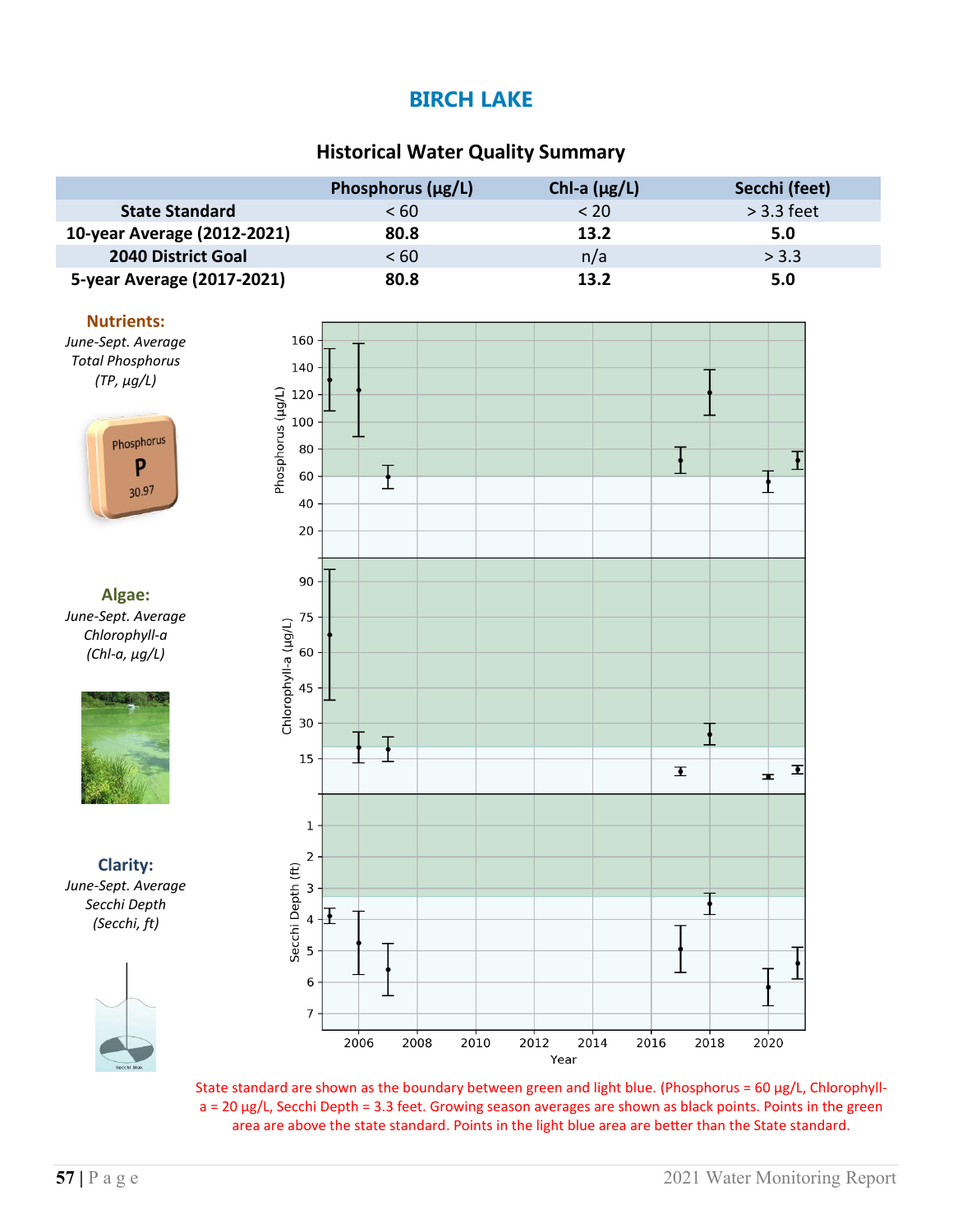# BIRCH LAKE

## Historical Water Quality Summary

| | Phosphorus (µg/L) | Chl-a (µg/L) | Secchi (feet) |
|---|---|---|---|
| **State Standard** | < 60 | < 20 | > 3.3 feet |
| **10-year Average (2012-2021)** | **80.8** | **13.2** | **5.0** |
| **2040 District Goal** | < 60 | n/a | > 3.3 |
| **5-year Average (2017-2021)** | **80.8** | **13.2** | **5.0** |

**Nutrients:**

*June-Sept. Average Total Phosphorus (TP, µg/L)*

**Algae:**

*June-Sept. Average Chlorophyll-a (Chl-a, µg/L)*

**Clarity:**

*June-Sept. Average Secchi Depth (Secchi, ft)*

State standard are shown as the boundary between green and light blue. (Phosphorus = 60 µg/L, Chlorophyll-a = 20 µg/L, Secchi Depth = 3.3 feet. Growing season averages are shown as black points. Points in the green area are above the state standard. Points in the light blue area are better than the State standard.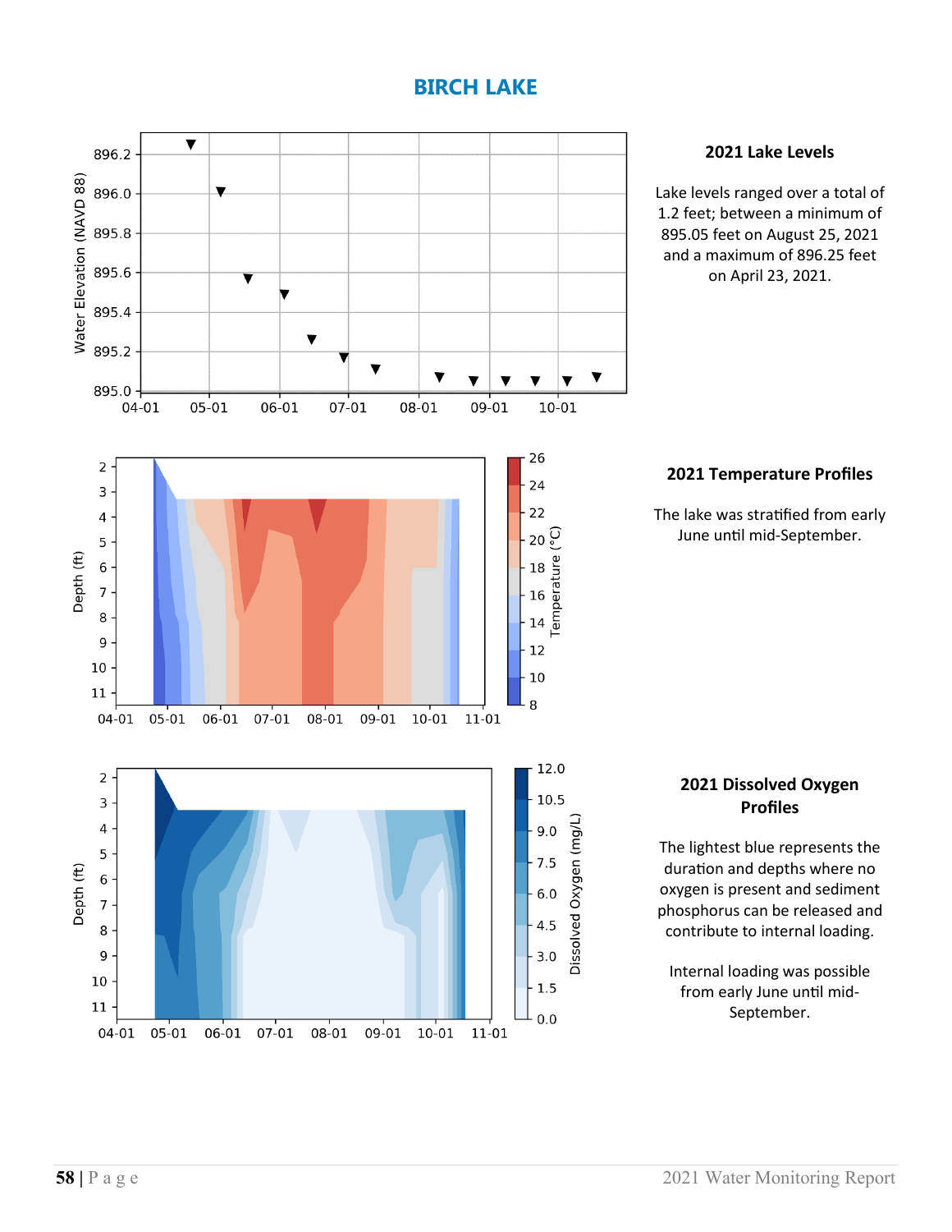# BIRCH LAKE

Water Elevation (NAVD 88)

896.2
896.0
895.8
895.6
895.4
895.2
895.0

04-01 05-01 06-01 07-01 08-01 09-01 10-01

### 2021 Lake Levels

Lake levels ranged over a total of 1.2 feet; between a minimum of 895.05 feet on August 25, 2021 and a maximum of 896.25 feet on April 23, 2021.

Depth (ft)

2
3
4
5
6
7
8
9
10
11

04-01 05-01 06-01 07-01 08-01 09-01 10-01 11-01

Temperature (°C)

26
24
22
20
18
16
14
12
10
8

### 2021 Temperature Profiles

The lake was stratified from early June until mid-September.

Depth (ft)

2
3
4
5
6
7
8
9
10
11

04-01 05-01 06-01 07-01 08-01 09-01 10-01 11-01

Dissolved Oxygen (mg/L)

12.0
10.5
9.0
7.5
6.0
4.5
3.0
1.5
0.0

### 2021 Dissolved Oxygen Profiles

The lightest blue represents the duration and depths where no oxygen is present and sediment phosphorus can be released and contribute to internal loading.

Internal loading was possible from early June until mid-September.